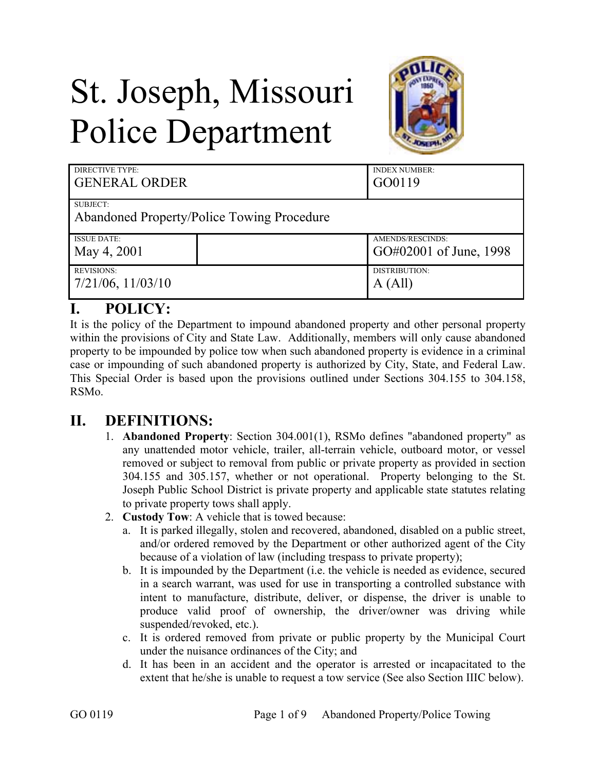# St. Joseph, Missouri Police Department

| DIRECTIVE TYPE: GENERAL ORDER | | INDEX NUMBER: GO0119 |
|---|---|---|
| SUBJECT: Abandoned Property/Police Towing Procedure | | |
| ISSUE DATE: May 4, 2001 | | AMENDS/RESCINDS: GO#02001 of June, 1998 |
| REVISIONS: 7/21/06, 11/03/10 | | DISTRIBUTION: A (All) |

## I. POLICY:

It is the policy of the Department to impound abandoned property and other personal property within the provisions of City and State Law. Additionally, members will only cause abandoned property to be impounded by police tow when such abandoned property is evidence in a criminal case or impounding of such abandoned property is authorized by City, State, and Federal Law. This Special Order is based upon the provisions outlined under Sections 304.155 to 304.158, RSMo.

## II. DEFINITIONS:

1. **Abandoned Property**: Section 304.001(1), RSMo defines "abandoned property" as any unattended motor vehicle, trailer, all-terrain vehicle, outboard motor, or vessel removed or subject to removal from public or private property as provided in section 304.155 and 305.157, whether or not operational. Property belonging to the St. Joseph Public School District is private property and applicable state statutes relating to private property tows shall apply.
2. **Custody Tow**: A vehicle that is towed because:
   a. It is parked illegally, stolen and recovered, abandoned, disabled on a public street, and/or ordered removed by the Department or other authorized agent of the City because of a violation of law (including trespass to private property);
   b. It is impounded by the Department (i.e. the vehicle is needed as evidence, secured in a search warrant, was used for use in transporting a controlled substance with intent to manufacture, distribute, deliver, or dispense, the driver is unable to produce valid proof of ownership, the driver/owner was driving while suspended/revoked, etc.).
   c. It is ordered removed from private or public property by the Municipal Court under the nuisance ordinances of the City; and
   d. It has been in an accident and the operator is arrested or incapacitated to the extent that he/she is unable to request a tow service (See also Section IIIC below).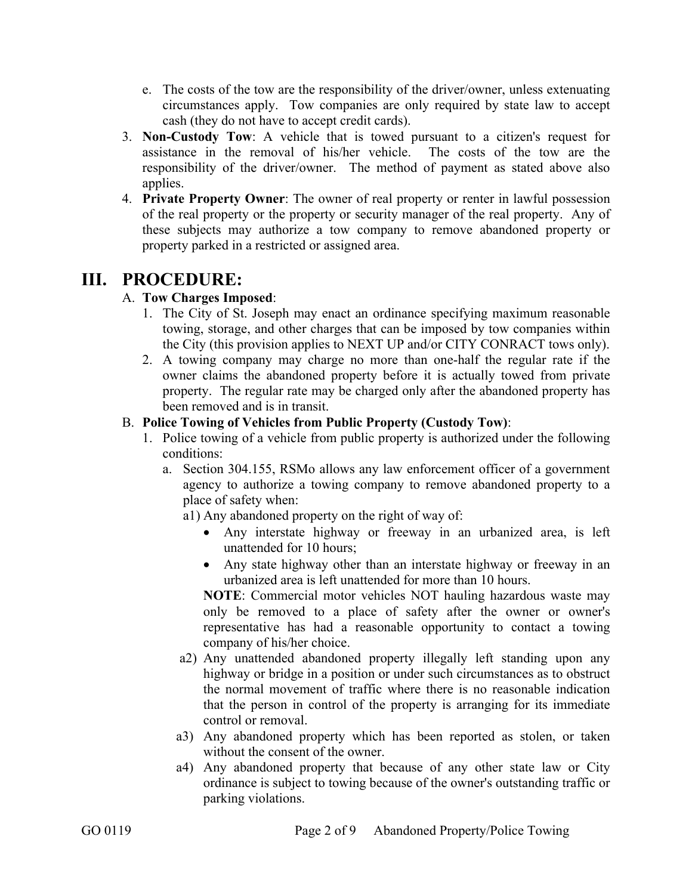e. The costs of the tow are the responsibility of the driver/owner, unless extenuating circumstances apply. Tow companies are only required by state law to accept cash (they do not have to accept credit cards).

3. **Non-Custody Tow**: A vehicle that is towed pursuant to a citizen's request for assistance in the removal of his/her vehicle. The costs of the tow are the responsibility of the driver/owner. The method of payment as stated above also applies.
4. **Private Property Owner**: The owner of real property or renter in lawful possession of the real property or the property or security manager of the real property. Any of these subjects may authorize a tow company to remove abandoned property or property parked in a restricted or assigned area.

# III. PROCEDURE:

A. **Tow Charges Imposed**:

1. The City of St. Joseph may enact an ordinance specifying maximum reasonable towing, storage, and other charges that can be imposed by tow companies within the City (this provision applies to NEXT UP and/or CITY CONRACT tows only).
2. A towing company may charge no more than one-half the regular rate if the owner claims the abandoned property before it is actually towed from private property. The regular rate may be charged only after the abandoned property has been removed and is in transit.

B. **Police Towing of Vehicles from Public Property (Custody Tow)**:

1. Police towing of a vehicle from public property is authorized under the following conditions:
   a. Section 304.155, RSMo allows any law enforcement officer of a government agency to authorize a towing company to remove abandoned property to a place of safety when:

   a1) Any abandoned property on the right of way of:

   - Any interstate highway or freeway in an urbanized area, is left unattended for 10 hours;
   - Any state highway other than an interstate highway or freeway in an urbanized area is left unattended for more than 10 hours.

   **NOTE**: Commercial motor vehicles NOT hauling hazardous waste may only be removed to a place of safety after the owner or owner's representative has had a reasonable opportunity to contact a towing company of his/her choice.

   a2) Any unattended abandoned property illegally left standing upon any highway or bridge in a position or under such circumstances as to obstruct the normal movement of traffic where there is no reasonable indication that the person in control of the property is arranging for its immediate control or removal.

   a3) Any abandoned property which has been reported as stolen, or taken without the consent of the owner.

   a4) Any abandoned property that because of any other state law or City ordinance is subject to towing because of the owner's outstanding traffic or parking violations.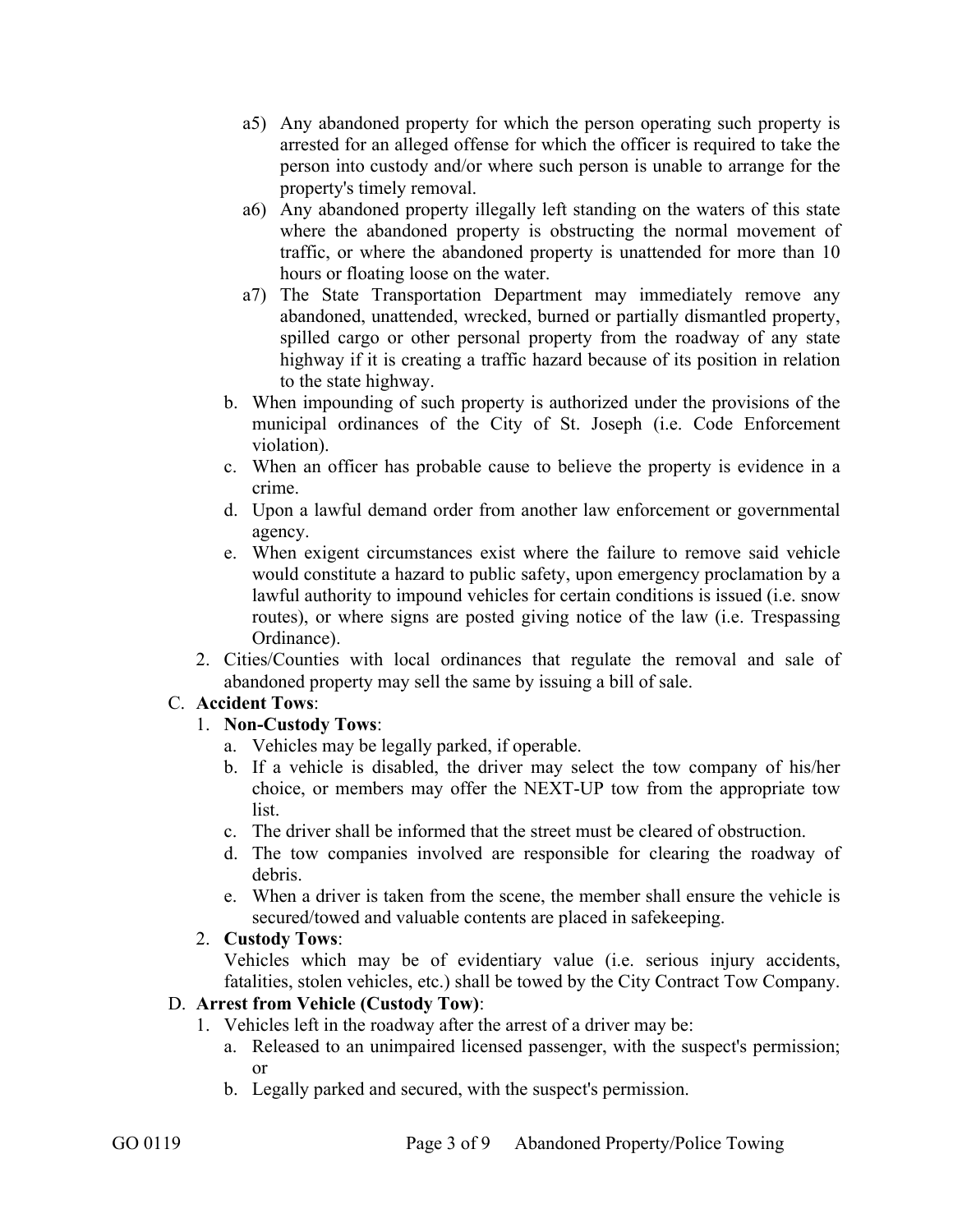- a5) Any abandoned property for which the person operating such property is arrested for an alleged offense for which the officer is required to take the person into custody and/or where such person is unable to arrange for the property's timely removal.
- a6) Any abandoned property illegally left standing on the waters of this state where the abandoned property is obstructing the normal movement of traffic, or where the abandoned property is unattended for more than 10 hours or floating loose on the water.
- a7) The State Transportation Department may immediately remove any abandoned, unattended, wrecked, burned or partially dismantled property, spilled cargo or other personal property from the roadway of any state highway if it is creating a traffic hazard because of its position in relation to the state highway.

b. When impounding of such property is authorized under the provisions of the municipal ordinances of the City of St. Joseph (i.e. Code Enforcement violation).

c. When an officer has probable cause to believe the property is evidence in a crime.

d. Upon a lawful demand order from another law enforcement or governmental agency.

e. When exigent circumstances exist where the failure to remove said vehicle would constitute a hazard to public safety, upon emergency proclamation by a lawful authority to impound vehicles for certain conditions is issued (i.e. snow routes), or where signs are posted giving notice of the law (i.e. Trespassing Ordinance).

2. Cities/Counties with local ordinances that regulate the removal and sale of abandoned property may sell the same by issuing a bill of sale.

C. **Accident Tows**:

1. **Non-Custody Tows**:
   a. Vehicles may be legally parked, if operable.
   b. If a vehicle is disabled, the driver may select the tow company of his/her choice, or members may offer the NEXT-UP tow from the appropriate tow list.
   c. The driver shall be informed that the street must be cleared of obstruction.
   d. The tow companies involved are responsible for clearing the roadway of debris.
   e. When a driver is taken from the scene, the member shall ensure the vehicle is secured/towed and valuable contents are placed in safekeeping.

2. **Custody Tows**:
   Vehicles which may be of evidentiary value (i.e. serious injury accidents, fatalities, stolen vehicles, etc.) shall be towed by the City Contract Tow Company.

D. **Arrest from Vehicle (Custody Tow)**:

1. Vehicles left in the roadway after the arrest of a driver may be:
   a. Released to an unimpaired licensed passenger, with the suspect's permission; or
   b. Legally parked and secured, with the suspect's permission.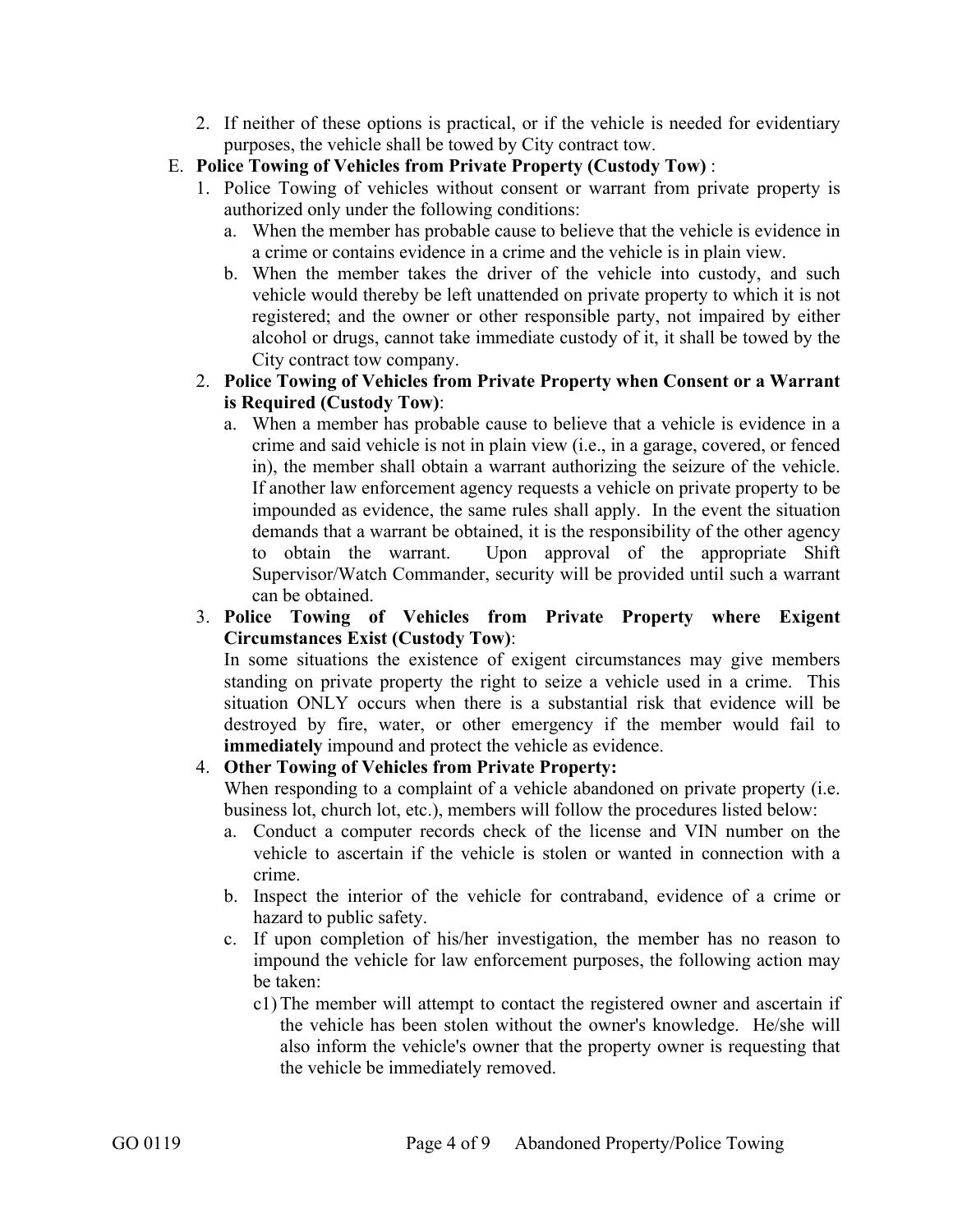2. If neither of these options is practical, or if the vehicle is needed for evidentiary purposes, the vehicle shall be towed by City contract tow.

E. **Police Towing of Vehicles from Private Property (Custody Tow)** :

1. Police Towing of vehicles without consent or warrant from private property is authorized only under the following conditions:
   a. When the member has probable cause to believe that the vehicle is evidence in a crime or contains evidence in a crime and the vehicle is in plain view.
   b. When the member takes the driver of the vehicle into custody, and such vehicle would thereby be left unattended on private property to which it is not registered; and the owner or other responsible party, not impaired by either alcohol or drugs, cannot take immediate custody of it, it shall be towed by the City contract tow company.

2. **Police Towing of Vehicles from Private Property when Consent or a Warrant is Required (Custody Tow)**:
   a. When a member has probable cause to believe that a vehicle is evidence in a crime and said vehicle is not in plain view (i.e., in a garage, covered, or fenced in), the member shall obtain a warrant authorizing the seizure of the vehicle. If another law enforcement agency requests a vehicle on private property to be impounded as evidence, the same rules shall apply. In the event the situation demands that a warrant be obtained, it is the responsibility of the other agency to obtain the warrant. Upon approval of the appropriate Shift Supervisor/Watch Commander, security will be provided until such a warrant can be obtained.

3. **Police Towing of Vehicles from Private Property where Exigent Circumstances Exist (Custody Tow)**:
   In some situations the existence of exigent circumstances may give members standing on private property the right to seize a vehicle used in a crime. This situation ONLY occurs when there is a substantial risk that evidence will be destroyed by fire, water, or other emergency if the member would fail to **immediately** impound and protect the vehicle as evidence.

4. **Other Towing of Vehicles from Private Property:**
   When responding to a complaint of a vehicle abandoned on private property (i.e. business lot, church lot, etc.), members will follow the procedures listed below:
   a. Conduct a computer records check of the license and VIN number on the vehicle to ascertain if the vehicle is stolen or wanted in connection with a crime.
   b. Inspect the interior of the vehicle for contraband, evidence of a crime or hazard to public safety.
   c. If upon completion of his/her investigation, the member has no reason to impound the vehicle for law enforcement purposes, the following action may be taken:
      c1) The member will attempt to contact the registered owner and ascertain if the vehicle has been stolen without the owner's knowledge. He/she will also inform the vehicle's owner that the property owner is requesting that the vehicle be immediately removed.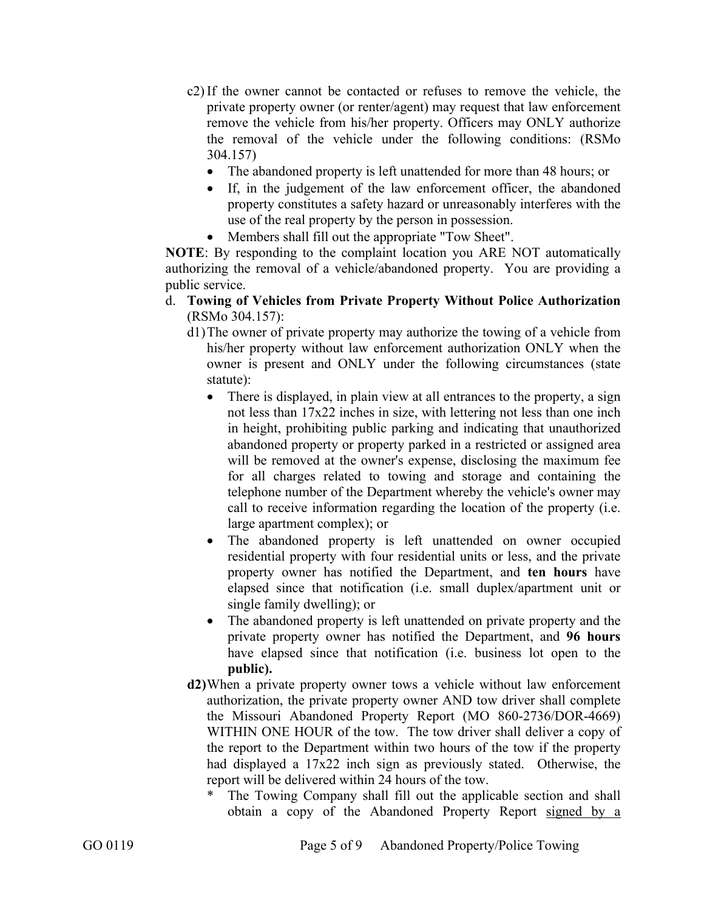c2) If the owner cannot be contacted or refuses to remove the vehicle, the private property owner (or renter/agent) may request that law enforcement remove the vehicle from his/her property. Officers may ONLY authorize the removal of the vehicle under the following conditions: (RSMo 304.157)

- The abandoned property is left unattended for more than 48 hours; or
- If, in the judgement of the law enforcement officer, the abandoned property constitutes a safety hazard or unreasonably interferes with the use of the real property by the person in possession.
- Members shall fill out the appropriate "Tow Sheet".

**NOTE**: By responding to the complaint location you ARE NOT automatically authorizing the removal of a vehicle/abandoned property. You are providing a public service.

d. **Towing of Vehicles from Private Property Without Police Authorization** (RSMo 304.157):

d1) The owner of private property may authorize the towing of a vehicle from his/her property without law enforcement authorization ONLY when the owner is present and ONLY under the following circumstances (state statute):

- There is displayed, in plain view at all entrances to the property, a sign not less than 17x22 inches in size, with lettering not less than one inch in height, prohibiting public parking and indicating that unauthorized abandoned property or property parked in a restricted or assigned area will be removed at the owner's expense, disclosing the maximum fee for all charges related to towing and storage and containing the telephone number of the Department whereby the vehicle's owner may call to receive information regarding the location of the property (i.e. large apartment complex); or
- The abandoned property is left unattended on owner occupied residential property with four residential units or less, and the private property owner has notified the Department, and **ten hours** have elapsed since that notification (i.e. small duplex/apartment unit or single family dwelling); or
- The abandoned property is left unattended on private property and the private property owner has notified the Department, and **96 hours** have elapsed since that notification (i.e. business lot open to the **public).**

**d2)** When a private property owner tows a vehicle without law enforcement authorization, the private property owner AND tow driver shall complete the Missouri Abandoned Property Report (MO 860-2736/DOR-4669) WITHIN ONE HOUR of the tow. The tow driver shall deliver a copy of the report to the Department within two hours of the tow if the property had displayed a 17x22 inch sign as previously stated. Otherwise, the report will be delivered within 24 hours of the tow.

\* The Towing Company shall fill out the applicable section and shall obtain a copy of the Abandoned Property Report <u>signed by a</u>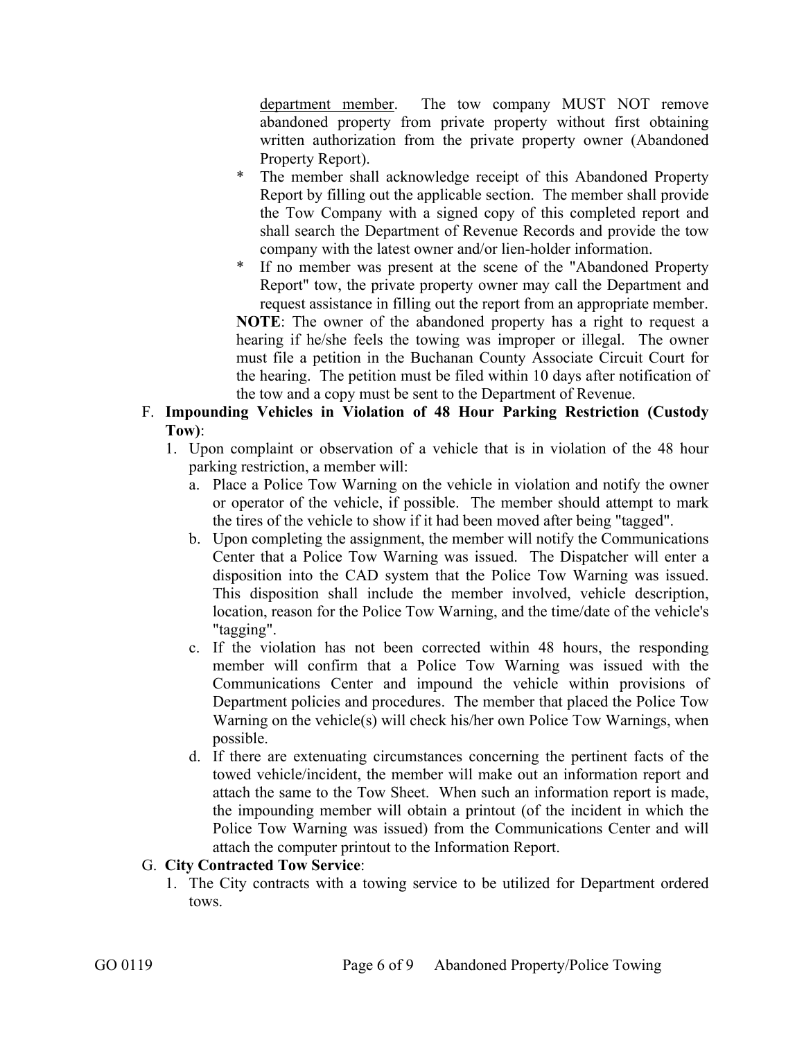department member. The tow company MUST NOT remove abandoned property from private property without first obtaining written authorization from the private property owner (Abandoned Property Report).

- The member shall acknowledge receipt of this Abandoned Property Report by filling out the applicable section. The member shall provide the Tow Company with a signed copy of this completed report and shall search the Department of Revenue Records and provide the tow company with the latest owner and/or lien-holder information.
- If no member was present at the scene of the "Abandoned Property Report" tow, the private property owner may call the Department and request assistance in filling out the report from an appropriate member.

**NOTE**: The owner of the abandoned property has a right to request a hearing if he/she feels the towing was improper or illegal. The owner must file a petition in the Buchanan County Associate Circuit Court for the hearing. The petition must be filed within 10 days after notification of the tow and a copy must be sent to the Department of Revenue.

F. **Impounding Vehicles in Violation of 48 Hour Parking Restriction (Custody Tow)**:

1. Upon complaint or observation of a vehicle that is in violation of the 48 hour parking restriction, a member will:
   a. Place a Police Tow Warning on the vehicle in violation and notify the owner or operator of the vehicle, if possible. The member should attempt to mark the tires of the vehicle to show if it had been moved after being "tagged".
   b. Upon completing the assignment, the member will notify the Communications Center that a Police Tow Warning was issued. The Dispatcher will enter a disposition into the CAD system that the Police Tow Warning was issued. This disposition shall include the member involved, vehicle description, location, reason for the Police Tow Warning, and the time/date of the vehicle's "tagging".
   c. If the violation has not been corrected within 48 hours, the responding member will confirm that a Police Tow Warning was issued with the Communications Center and impound the vehicle within provisions of Department policies and procedures. The member that placed the Police Tow Warning on the vehicle(s) will check his/her own Police Tow Warnings, when possible.
   d. If there are extenuating circumstances concerning the pertinent facts of the towed vehicle/incident, the member will make out an information report and attach the same to the Tow Sheet. When such an information report is made, the impounding member will obtain a printout (of the incident in which the Police Tow Warning was issued) from the Communications Center and will attach the computer printout to the Information Report.

G. **City Contracted Tow Service**:

1. The City contracts with a towing service to be utilized for Department ordered tows.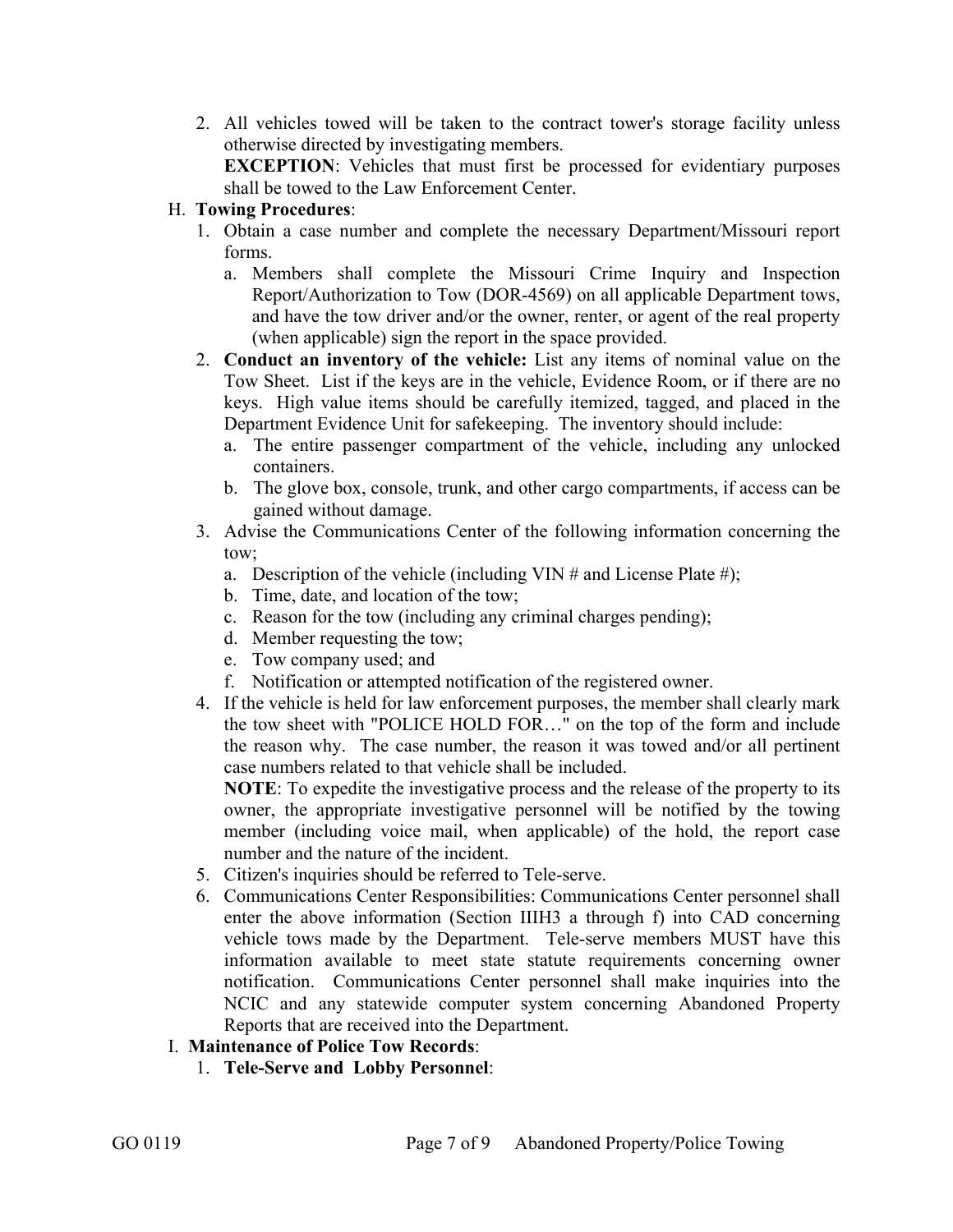2. All vehicles towed will be taken to the contract tower's storage facility unless otherwise directed by investigating members.
   **EXCEPTION**: Vehicles that must first be processed for evidentiary purposes shall be towed to the Law Enforcement Center.

H. **Towing Procedures**:

1. Obtain a case number and complete the necessary Department/Missouri report forms.
   a. Members shall complete the Missouri Crime Inquiry and Inspection Report/Authorization to Tow (DOR-4569) on all applicable Department tows, and have the tow driver and/or the owner, renter, or agent of the real property (when applicable) sign the report in the space provided.
2. **Conduct an inventory of the vehicle:** List any items of nominal value on the Tow Sheet. List if the keys are in the vehicle, Evidence Room, or if there are no keys. High value items should be carefully itemized, tagged, and placed in the Department Evidence Unit for safekeeping. The inventory should include:
   a. The entire passenger compartment of the vehicle, including any unlocked containers.
   b. The glove box, console, trunk, and other cargo compartments, if access can be gained without damage.
3. Advise the Communications Center of the following information concerning the tow;
   a. Description of the vehicle (including VIN # and License Plate #);
   b. Time, date, and location of the tow;
   c. Reason for the tow (including any criminal charges pending);
   d. Member requesting the tow;
   e. Tow company used; and
   f. Notification or attempted notification of the registered owner.
4. If the vehicle is held for law enforcement purposes, the member shall clearly mark the tow sheet with "POLICE HOLD FOR…" on the top of the form and include the reason why. The case number, the reason it was towed and/or all pertinent case numbers related to that vehicle shall be included.
   **NOTE**: To expedite the investigative process and the release of the property to its owner, the appropriate investigative personnel will be notified by the towing member (including voice mail, when applicable) of the hold, the report case number and the nature of the incident.
5. Citizen's inquiries should be referred to Tele-serve.
6. Communications Center Responsibilities: Communications Center personnel shall enter the above information (Section IIIH3 a through f) into CAD concerning vehicle tows made by the Department. Tele-serve members MUST have this information available to meet state statute requirements concerning owner notification. Communications Center personnel shall make inquiries into the NCIC and any statewide computer system concerning Abandoned Property Reports that are received into the Department.

I. **Maintenance of Police Tow Records**:

1. **Tele-Serve and Lobby Personnel**: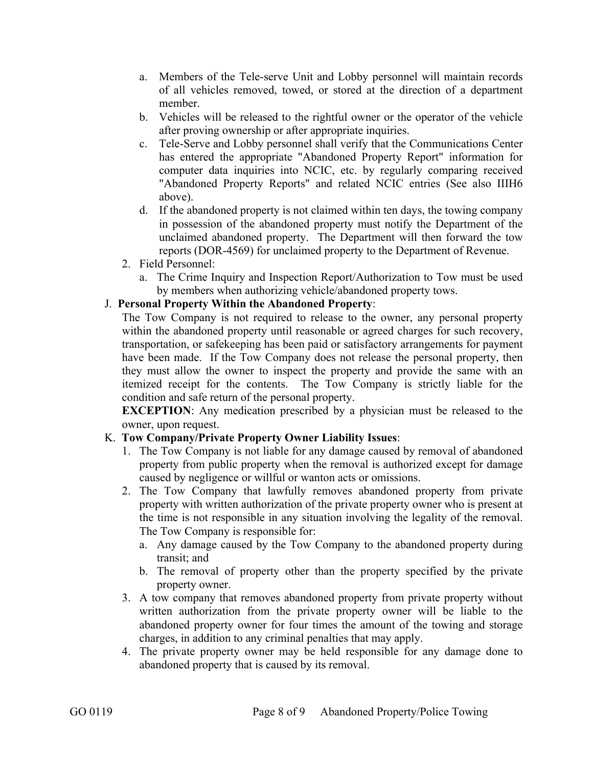a. Members of the Tele-serve Unit and Lobby personnel will maintain records of all vehicles removed, towed, or stored at the direction of a department member.
b. Vehicles will be released to the rightful owner or the operator of the vehicle after proving ownership or after appropriate inquiries.
c. Tele-Serve and Lobby personnel shall verify that the Communications Center has entered the appropriate "Abandoned Property Report" information for computer data inquiries into NCIC, etc. by regularly comparing received "Abandoned Property Reports" and related NCIC entries (See also IIIH6 above).
d. If the abandoned property is not claimed within ten days, the towing company in possession of the abandoned property must notify the Department of the unclaimed abandoned property. The Department will then forward the tow reports (DOR-4569) for unclaimed property to the Department of Revenue.

2. Field Personnel:
   a. The Crime Inquiry and Inspection Report/Authorization to Tow must be used by members when authorizing vehicle/abandoned property tows.

J. **Personal Property Within the Abandoned Property**:

The Tow Company is not required to release to the owner, any personal property within the abandoned property until reasonable or agreed charges for such recovery, transportation, or safekeeping has been paid or satisfactory arrangements for payment have been made. If the Tow Company does not release the personal property, then they must allow the owner to inspect the property and provide the same with an itemized receipt for the contents. The Tow Company is strictly liable for the condition and safe return of the personal property.

**EXCEPTION**: Any medication prescribed by a physician must be released to the owner, upon request.

K. **Tow Company/Private Property Owner Liability Issues**:

1. The Tow Company is not liable for any damage caused by removal of abandoned property from public property when the removal is authorized except for damage caused by negligence or willful or wanton acts or omissions.
2. The Tow Company that lawfully removes abandoned property from private property with written authorization of the private property owner who is present at the time is not responsible in any situation involving the legality of the removal. The Tow Company is responsible for:
   a. Any damage caused by the Tow Company to the abandoned property during transit; and
   b. The removal of property other than the property specified by the private property owner.
3. A tow company that removes abandoned property from private property without written authorization from the private property owner will be liable to the abandoned property owner for four times the amount of the towing and storage charges, in addition to any criminal penalties that may apply.
4. The private property owner may be held responsible for any damage done to abandoned property that is caused by its removal.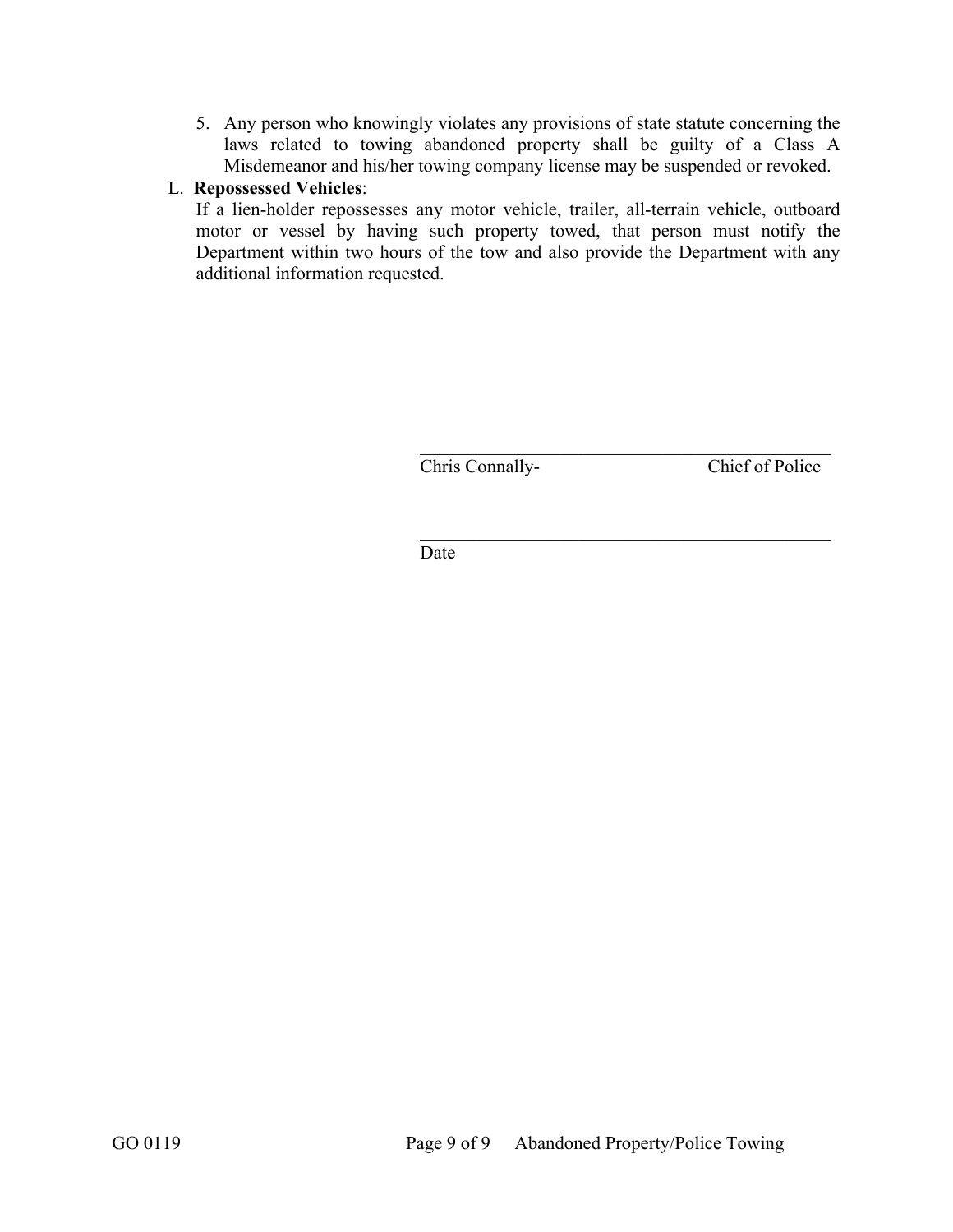5. Any person who knowingly violates any provisions of state statute concerning the laws related to towing abandoned property shall be guilty of a Class A Misdemeanor and his/her towing company license may be suspended or revoked.

L. **Repossessed Vehicles**:

If a lien-holder repossesses any motor vehicle, trailer, all-terrain vehicle, outboard motor or vessel by having such property towed, that person must notify the Department within two hours of the tow and also provide the Department with any additional information requested.

\_\_\_\_\_\_\_\_\_\_\_\_\_\_\_\_\_\_\_\_\_\_\_\_\_\_\_\_\_\_\_\_\_\_\_\_\_\_\_\_\_\_\_\_\_

Chris Connally- Chief of Police

\_\_\_\_\_\_\_\_\_\_\_\_\_\_\_\_\_\_\_\_\_\_\_\_\_\_\_\_\_\_\_\_\_\_\_\_\_\_\_\_\_\_\_\_\_

Date